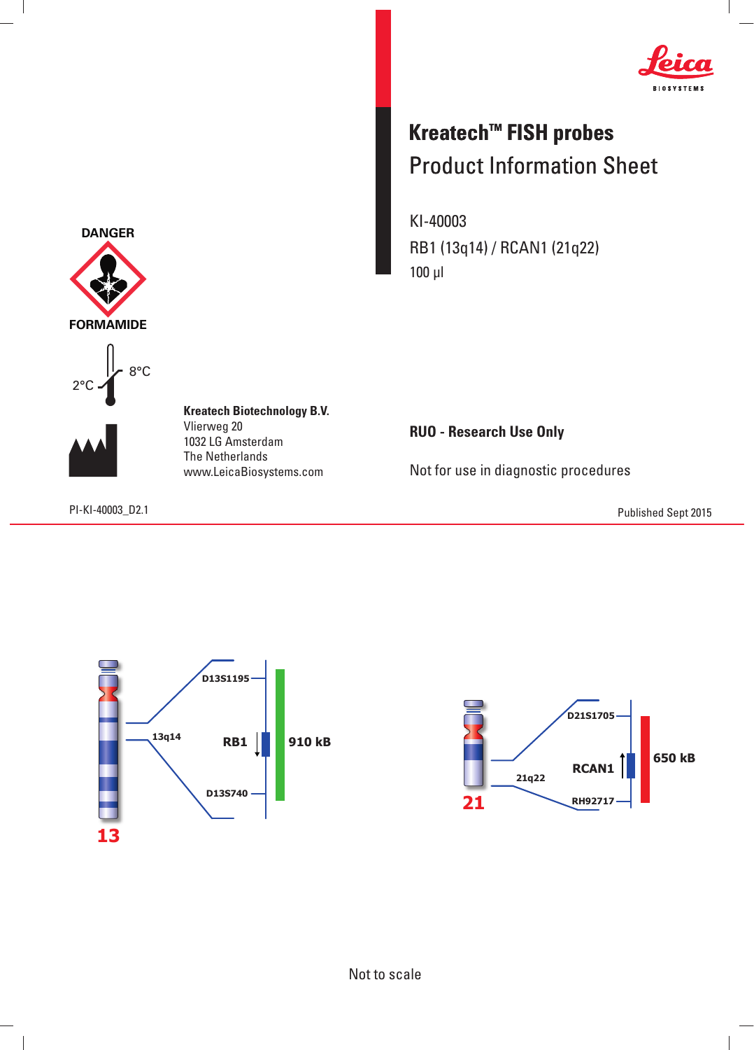Leica BIOSYSTEMS

# Kreatech™ FISH probes

## Product Information Sheet

KI-40003

RB1 (13q14) / RCAN1 (21q22)

100 µl

DANGER

FORMAMIDE

2°C 8°C

**Kreatech Biotechnology B.V.**
Vlierweg 20
1032 LG Amsterdam
The Netherlands
www.LeicaBiosystems.com

**RUO - Research Use Only**

Not for use in diagnostic procedures

PI-KI-40003_D2.1

Published Sept 2015

13

13q14

D13S1195

RB1

910 kB

D13S740

21

21q22

D21S1705

RCAN1

650 kB

RH92717

Not to scale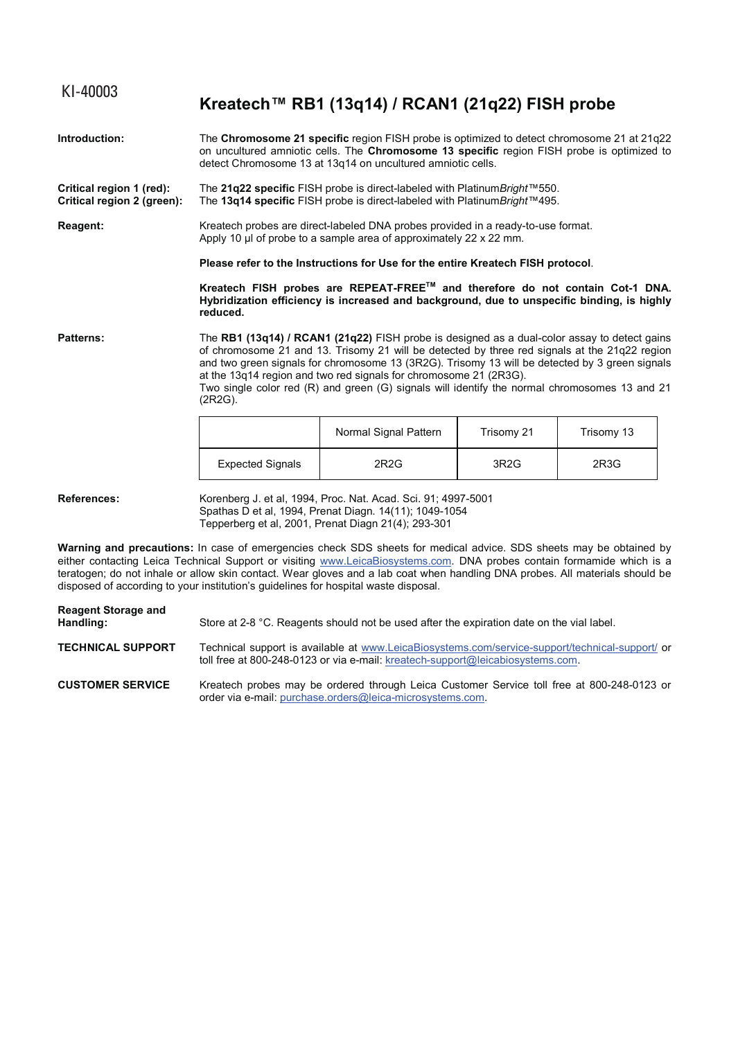KI-40003

# Kreatech™ RB1 (13q14) / RCAN1 (21q22) FISH probe

**Introduction:** The **Chromosome 21 specific** region FISH probe is optimized to detect chromosome 21 at 21q22 on uncultured amniotic cells. The **Chromosome 13 specific** region FISH probe is optimized to detect Chromosome 13 at 13q14 on uncultured amniotic cells.

**Critical region 1 (red):** The **21q22 specific** FISH probe is direct-labeled with Platinum*Bright*™550.
**Critical region 2 (green):** The **13q14 specific** FISH probe is direct-labeled with Platinum*Bright*™495.

**Reagent:** Kreatech probes are direct-labeled DNA probes provided in a ready-to-use format. Apply 10 µl of probe to a sample area of approximately 22 x 22 mm.

**Please refer to the Instructions for Use for the entire Kreatech FISH protocol**.

**Kreatech FISH probes are REPEAT-FREE™ and therefore do not contain Cot-1 DNA. Hybridization efficiency is increased and background, due to unspecific binding, is highly reduced.**

**Patterns:** The **RB1 (13q14) / RCAN1 (21q22)** FISH probe is designed as a dual-color assay to detect gains of chromosome 21 and 13. Trisomy 21 will be detected by three red signals at the 21q22 region and two green signals for chromosome 13 (3R2G). Trisomy 13 will be detected by 3 green signals at the 13q14 region and two red signals for chromosome 21 (2R3G).
Two single color red (R) and green (G) signals will identify the normal chromosomes 13 and 21 (2R2G).

| | Normal Signal Pattern | Trisomy 21 | Trisomy 13 |
|---|---|---|---|
| Expected Signals | 2R2G | 3R2G | 2R3G |

**References:**
Korenberg J. et al, 1994, Proc. Natl. Acad. Sci. 91; 4997-5001
Spathas D et al, 1994, Prenat Diagn. 14(11); 1049-1054
Tepperberg et al, 2001, Prenat Diagn 21(4); 293-301

**Warning and precautions:** In case of emergencies check SDS sheets for medical advice. SDS sheets may be obtained by either contacting Leica Technical Support or visiting www.LeicaBiosystems.com. DNA probes contain formamide which is a teratogen; do not inhale or allow skin contact. Wear gloves and a lab coat when handling DNA probes. All materials should be disposed of according to your institution's guidelines for hospital waste disposal.

**Reagent Storage and Handling:** Store at 2-8 °C. Reagents should not be used after the expiration date on the vial label.

**TECHNICAL SUPPORT** Technical support is available at www.LeicaBiosystems.com/service-support/technical-support/ or toll free at 800-248-0123 or via e-mail: kreatech-support@leicabiosystems.com.

**CUSTOMER SERVICE** Kreatech probes may be ordered through Leica Customer Service toll free at 800-248-0123 or order via e-mail: purchase.orders@leica-microsystems.com.